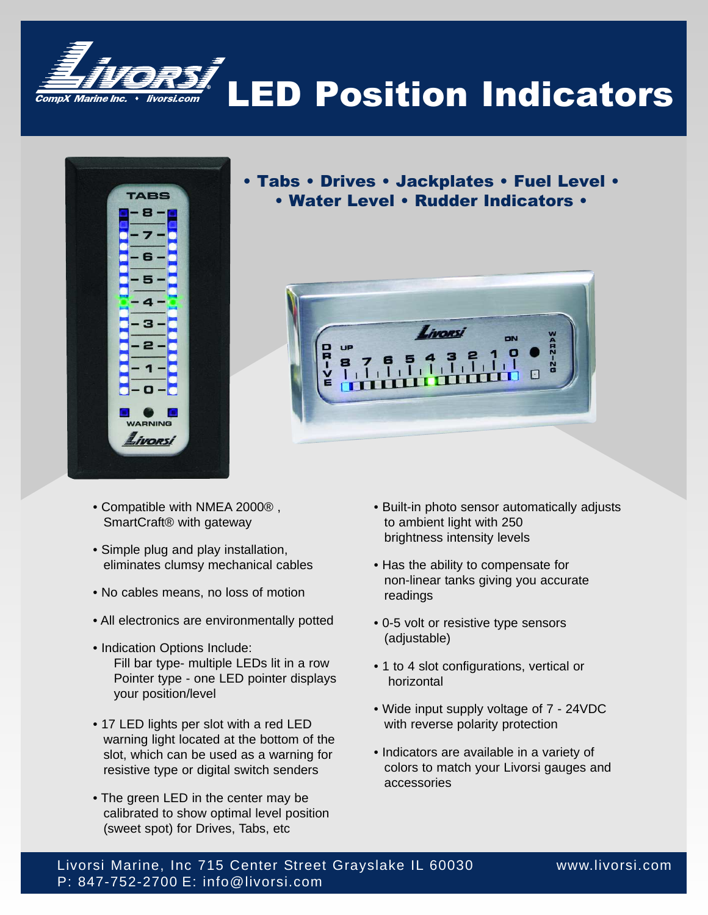# Livorsi LED Position Indicators

CompX Marine Inc. • livorsi.com

**• Tabs • Drives • Jackplates • Fuel Level •**
**• Water Level • Rudder Indicators •**

- Compatible with NMEA 2000® , SmartCraft® with gateway
- Simple plug and play installation, eliminates clumsy mechanical cables
- No cables means, no loss of motion
- All electronics are environmentally potted
- Indication Options Include:
  Fill bar type- multiple LEDs lit in a row
  Pointer type - one LED pointer displays your position/level
- 17 LED lights per slot with a red LED warning light located at the bottom of the slot, which can be used as a warning for resistive type or digital switch senders
- The green LED in the center may be calibrated to show optimal level position (sweet spot) for Drives, Tabs, etc
- Built-in photo sensor automatically adjusts to ambient light with 250 brightness intensity levels
- Has the ability to compensate for non-linear tanks giving you accurate readings
- 0-5 volt or resistive type sensors (adjustable)
- 1 to 4 slot configurations, vertical or horizontal
- Wide input supply voltage of 7 - 24VDC with reverse polarity protection
- Indicators are available in a variety of colors to match your Livorsi gauges and accessories

Livorsi Marine, Inc 715 Center Street Grayslake IL 60030
P: 847-752-2700 E: info@livorsi.com
www.livorsi.com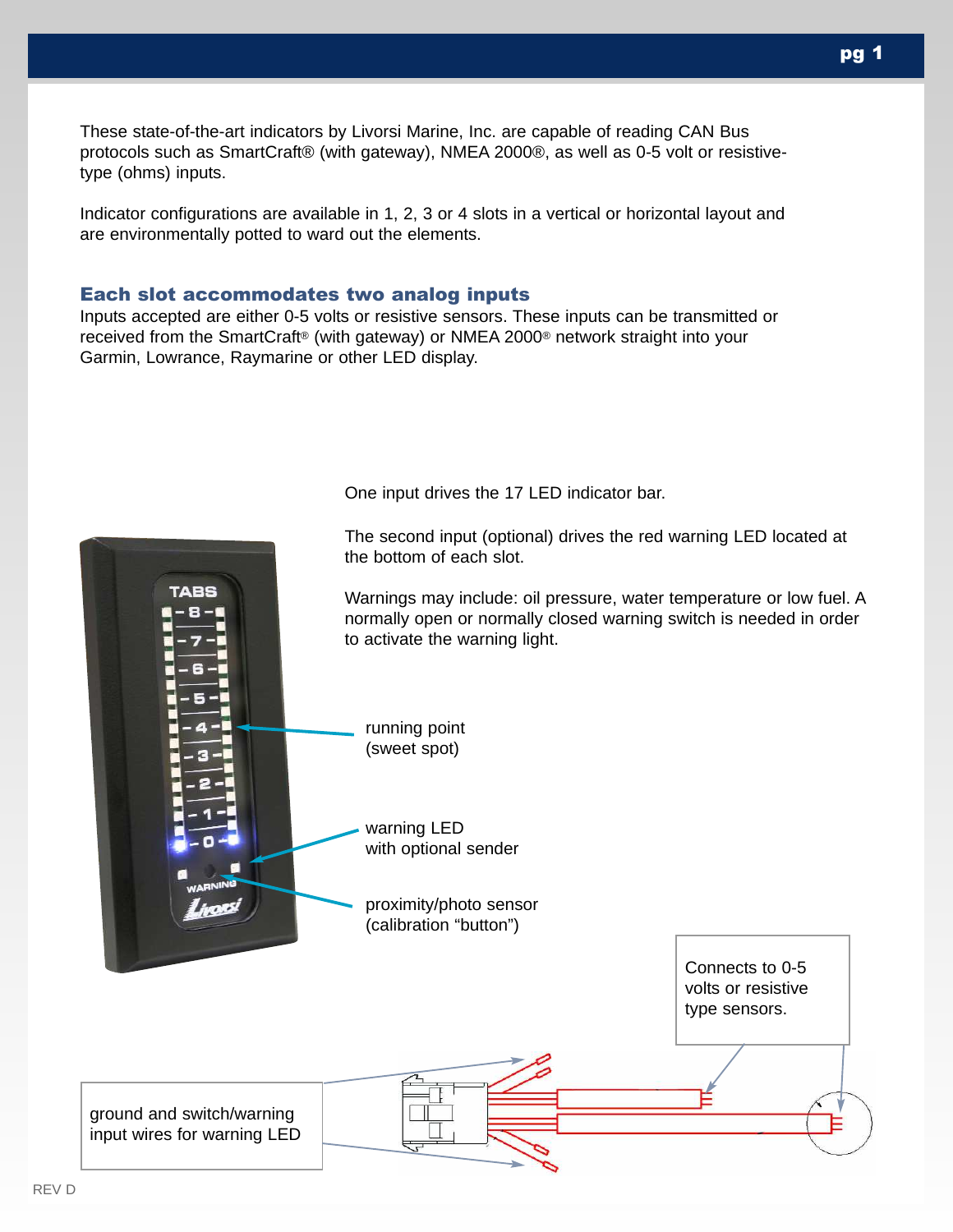These state-of-the-art indicators by Livorsi Marine, Inc. are capable of reading CAN Bus protocols such as SmartCraft® (with gateway), NMEA 2000®, as well as 0-5 volt or resistive-type (ohms) inputs.

Indicator configurations are available in 1, 2, 3 or 4 slots in a vertical or horizontal layout and are environmentally potted to ward out the elements.

### Each slot accommodates two analog inputs

Inputs accepted are either 0-5 volts or resistive sensors. These inputs can be transmitted or received from the SmartCraft® (with gateway) or NMEA 2000® network straight into your Garmin, Lowrance, Raymarine or other LED display.

One input drives the 17 LED indicator bar.

The second input (optional) drives the red warning LED located at the bottom of each slot.

Warnings may include: oil pressure, water temperature or low fuel. A normally open or normally closed warning switch is needed in order to activate the warning light.

running point (sweet spot)

warning LED with optional sender

proximity/photo sensor (calibration "button")

Connects to 0-5 volts or resistive type sensors.

ground and switch/warning input wires for warning LED

REV D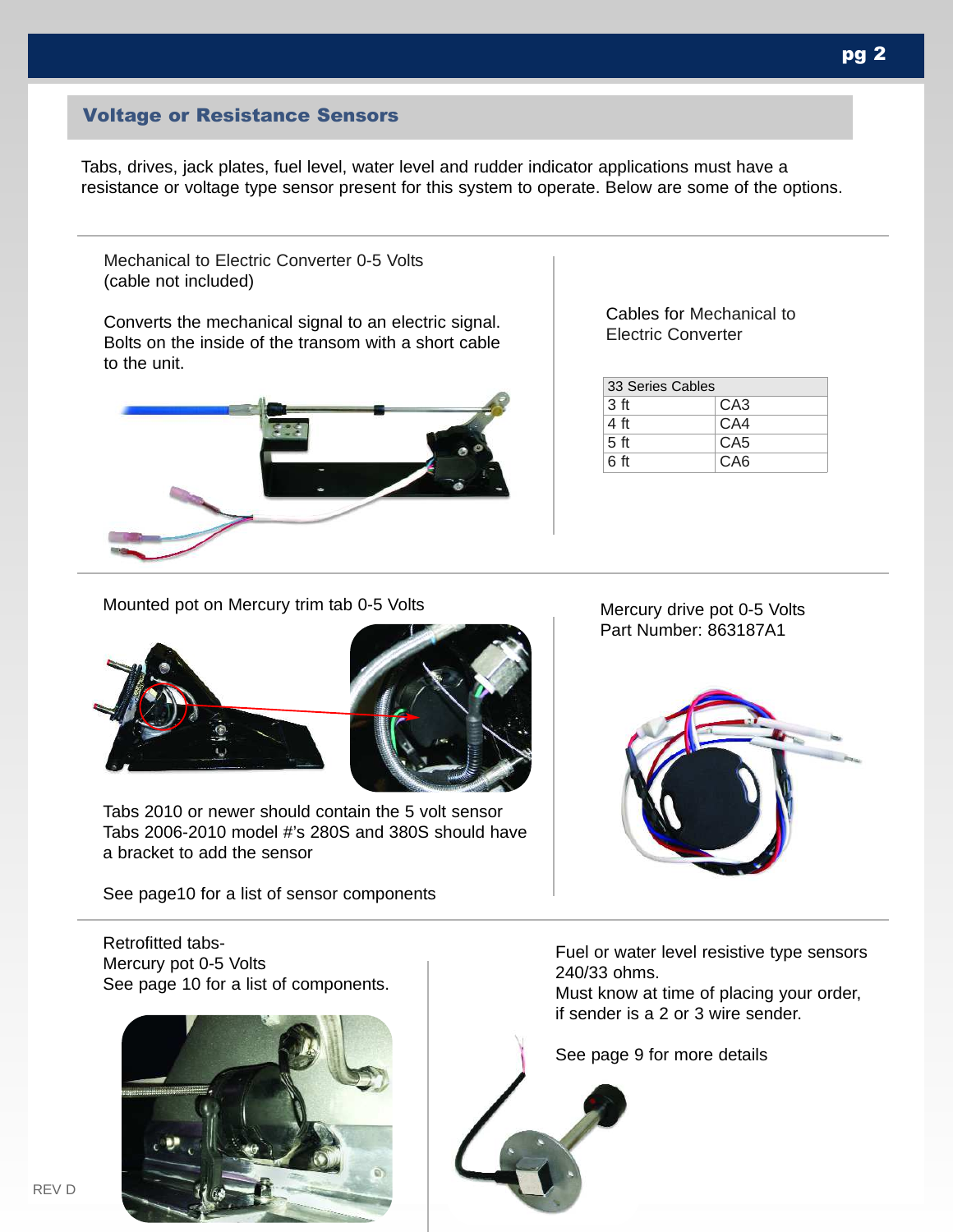## Voltage or Resistance Sensors

Tabs, drives, jack plates, fuel level, water level and rudder indicator applications must have a resistance or voltage type sensor present for this system to operate. Below are some of the options.

---

Mechanical to Electric Converter 0-5 Volts
(cable not included)

Converts the mechanical signal to an electric signal. Bolts on the inside of the transom with a short cable to the unit.

Cables for Mechanical to Electric Converter

| 33 Series Cables | |
|---|---|
| 3 ft | CA3 |
| 4 ft | CA4 |
| 5 ft | CA5 |
| 6 ft | CA6 |

---

Mounted pot on Mercury trim tab 0-5 Volts

Tabs 2010 or newer should contain the 5 volt sensor
Tabs 2006-2010 model #'s 280S and 380S should have a bracket to add the sensor

See page10 for a list of sensor components

Mercury drive pot 0-5 Volts
Part Number: 863187A1

---

Retrofitted tabs-
Mercury pot 0-5 Volts
See page 10 for a list of components.

Fuel or water level resistive type sensors 240/33 ohms.
Must know at time of placing your order, if sender is a 2 or 3 wire sender.

See page 9 for more details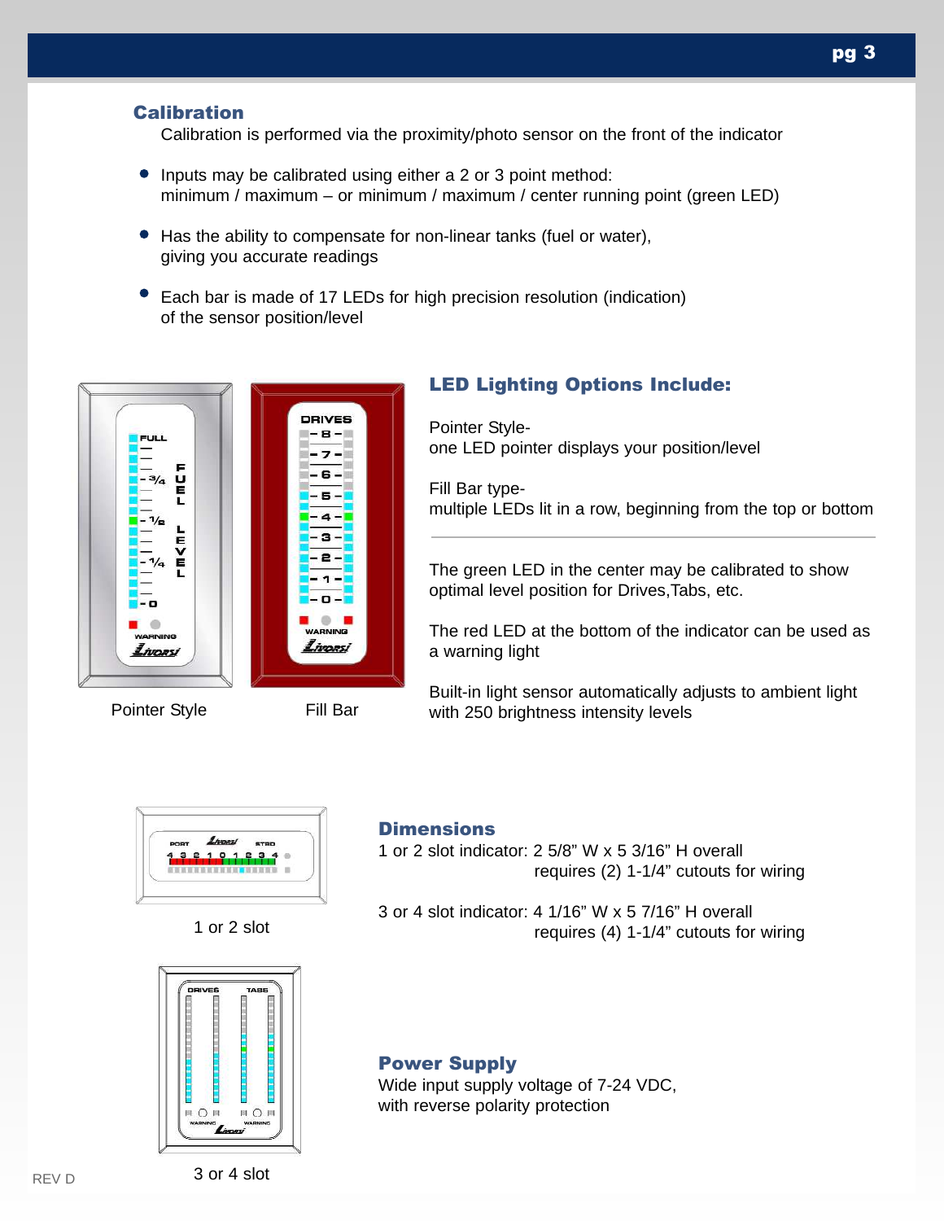## Calibration

Calibration is performed via the proximity/photo sensor on the front of the indicator

- Inputs may be calibrated using either a 2 or 3 point method: minimum / maximum – or minimum / maximum / center running point (green LED)
- Has the ability to compensate for non-linear tanks (fuel or water), giving you accurate readings
- Each bar is made of 17 LEDs for high precision resolution (indication) of the sensor position/level

Pointer Style

Fill Bar

## LED Lighting Options Include:

Pointer Style-
one LED pointer displays your position/level

Fill Bar type-
multiple LEDs lit in a row, beginning from the top or bottom

---

The green LED in the center may be calibrated to show optimal level position for Drives,Tabs, etc.

The red LED at the bottom of the indicator can be used as a warning light

Built-in light sensor automatically adjusts to ambient light with 250 brightness intensity levels

1 or 2 slot

## Dimensions

1 or 2 slot indicator: 2 5/8" W x 5 3/16" H overall
requires (2) 1-1/4" cutouts for wiring

3 or 4 slot indicator: 4 1/16" W x 5 7/16" H overall
requires (4) 1-1/4" cutouts for wiring

3 or 4 slot

## Power Supply

Wide input supply voltage of 7-24 VDC,
with reverse polarity protection

REV D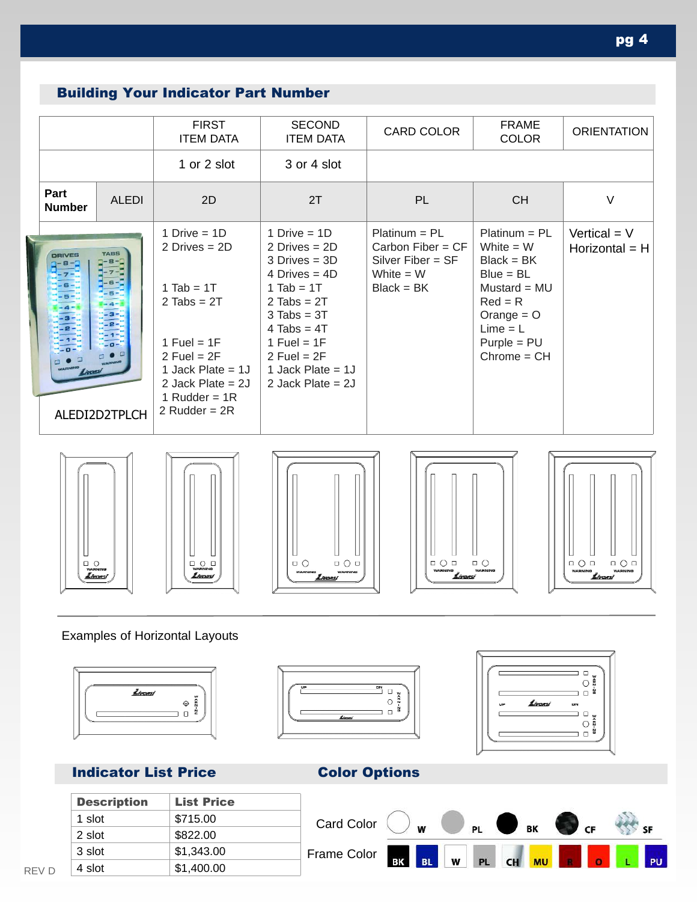## Building Your Indicator Part Number

| | | FIRST ITEM DATA | SECOND ITEM DATA | CARD COLOR | FRAME COLOR | ORIENTATION |
|---|---|---|---|---|---|---|
| | | 1 or 2 slot | 3 or 4 slot | | | |
| **Part Number** | ALEDI | 2D | 2T | PL | CH | V |
| ALEDI2D2TPLCH | | 1 Drive = 1D<br>2 Drives = 2D<br><br>1 Tab = 1T<br>2 Tabs = 2T<br><br>1 Fuel = 1F<br>2 Fuel = 2F<br>1 Jack Plate = 1J<br>2 Jack Plate = 2J<br>1 Rudder = 1R<br>2 Rudder = 2R | 1 Drive = 1D<br>2 Drives = 2D<br>3 Drives = 3D<br>4 Drives = 4D<br>1 Tab = 1T<br>2 Tabs = 2T<br>3 Tabs = 3T<br>4 Tabs = 4T<br>1 Fuel = 1F<br>2 Fuel = 2F<br>1 Jack Plate = 1J<br>2 Jack Plate = 2J | Platinum = PL<br>Carbon Fiber = CF<br>Silver Fiber = SF<br>White = W<br>Black = BK | Platinum = PL<br>White = W<br>Black = BK<br>Blue = BL<br>Mustard = MU<br>Red = R<br>Orange = O<br>Lime = L<br>Purple = PU<br>Chrome = CH | Vertical = V<br>Horizontal = H |

Examples of Horizontal Layouts

## Indicator List Price

| Description | List Price |
|---|---|
| 1 slot | $715.00 |
| 2 slot | $822.00 |
| 3 slot | $1,343.00 |
| 4 slot | $1,400.00 |

## Color Options

Card Color: W, PL, BK, CF, SF

Frame Color: BK, BL, W, PL, CH, MU, R, O, L, PU

REV D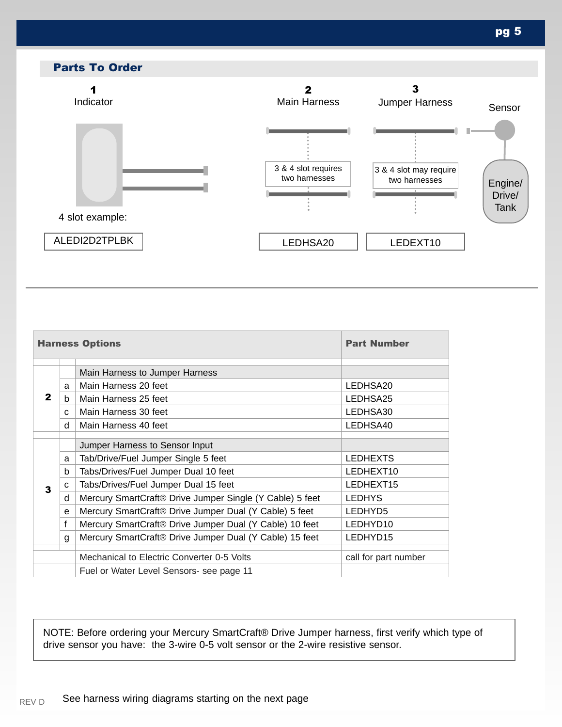## Parts To Order

**1** Indicator

4 slot example:

ALEDI2D2TPLBK

**2** Main Harness

3 & 4 slot requires two harnesses

LEDHSA20

**3** Jumper Harness

3 & 4 slot may require two harnesses

LEDEXT10

Sensor

Engine/ Drive/ Tank

| Harness Options | | | Part Number |
|---|---|---|---|
| 2 | | Main Harness to Jumper Harness | |
| | a | Main Harness 20 feet | LEDHSA20 |
| | b | Main Harness 25 feet | LEDHSA25 |
| | c | Main Harness 30 feet | LEDHSA30 |
| | d | Main Harness 40 feet | LEDHSA40 |
| 3 | | Jumper Harness to Sensor Input | |
| | a | Tab/Drive/Fuel Jumper Single 5 feet | LEDHEXTS |
| | b | Tabs/Drives/Fuel Jumper Dual 10 feet | LEDHEXT10 |
| | c | Tabs/Drives/Fuel Jumper Dual 15 feet | LEDHEXT15 |
| | d | Mercury SmartCraft® Drive Jumper Single (Y Cable) 5 feet | LEDHYS |
| | e | Mercury SmartCraft® Drive Jumper Dual (Y Cable) 5 feet | LEDHYD5 |
| | f | Mercury SmartCraft® Drive Jumper Dual (Y Cable) 10 feet | LEDHYD10 |
| | g | Mercury SmartCraft® Drive Jumper Dual (Y Cable) 15 feet | LEDHYD15 |
| | | Mechanical to Electric Converter 0-5 Volts | call for part number |
| | | Fuel or Water Level Sensors- see page 11 | |

NOTE: Before ordering your Mercury SmartCraft® Drive Jumper harness, first verify which type of drive sensor you have: the 3-wire 0-5 volt sensor or the 2-wire resistive sensor.

REV D

See harness wiring diagrams starting on the next page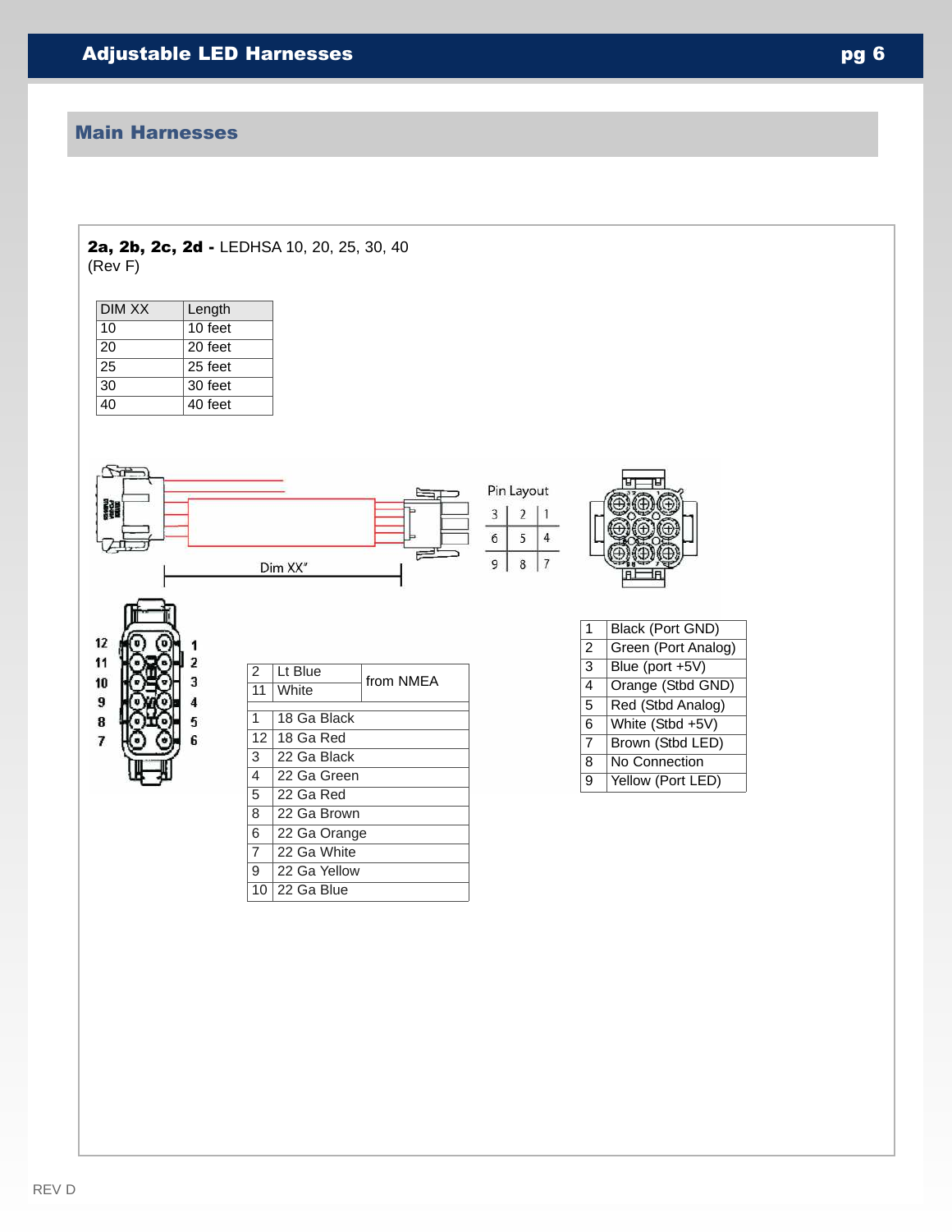## Main Harnesses

**2a, 2b, 2c, 2d -** LEDHSA 10, 20, 25, 30, 40
(Rev F)

| DIM XX | Length |
|---|---|
| 10 | 10 feet |
| 20 | 20 feet |
| 25 | 25 feet |
| 30 | 30 feet |
| 40 | 40 feet |

Dim XX"

Pin Layout

| 3 | 2 | 1 |
|---|---|---|
| 6 | 5 | 4 |
| 9 | 8 | 7 |

| | | |
|---|---|---|
| 2 | Lt Blue | from NMEA |
| 11 | White | |

| | |
|---|---|
| 1 | 18 Ga Black |
| 12 | 18 Ga Red |
| 3 | 22 Ga Black |
| 4 | 22 Ga Green |
| 5 | 22 Ga Red |
| 8 | 22 Ga Brown |
| 6 | 22 Ga Orange |
| 7 | 22 Ga White |
| 9 | 22 Ga Yellow |
| 10 | 22 Ga Blue |

| | |
|---|---|
| 1 | Black (Port GND) |
| 2 | Green (Port Analog) |
| 3 | Blue (port +5V) |
| 4 | Orange (Stbd GND) |
| 5 | Red (Stbd Analog) |
| 6 | White (Stbd +5V) |
| 7 | Brown (Stbd LED) |
| 8 | No Connection |
| 9 | Yellow (Port LED) |

REV D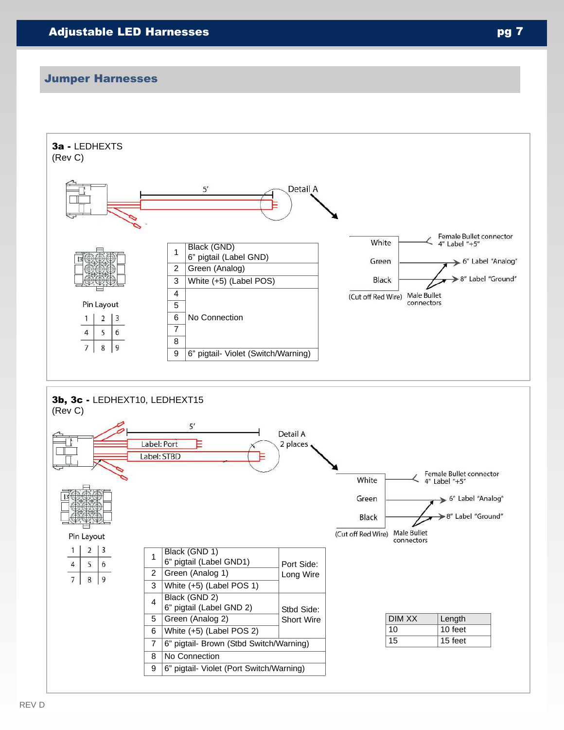## Jumper Harnesses

**3a -** LEDHEXTS
(Rev C)

5'

Detail A

White — Female Bullet connector 4" Label "+5"

Green — 6" Label "Analog"

Black — 8" Label "Ground"

(Cut off Red Wire) Male Bullet connectors

Pin Layout

| 1 | 2 | 3 |
|---|---|---|
| 4 | 5 | 6 |
| 7 | 8 | 9 |

| Pin | Description |
|---|---|
| 1 | Black (GND) 6" pigtail (Label GND) |
| 2 | Green (Analog) |
| 3 | White (+5) (Label POS) |
| 4 | No Connection |
| 5 | No Connection |
| 6 | No Connection |
| 7 | No Connection |
| 8 | No Connection |
| 9 | 6" pigtail- Violet (Switch/Warning) |

**3b, 3c -** LEDHEXT10, LEDHEXT15
(Rev C)

5'

Label: Port

Label: STBD

Detail A 2 places

White — Female Bullet connector 4" Label "+5"

Green — 6" Label "Analog"

Black — 8" Label "Ground"

(Cut off Red Wire) Male Bullet connectors

Pin Layout

| 1 | 2 | 3 |
|---|---|---|
| 4 | 5 | 6 |
| 7 | 8 | 9 |

| Pin | Description | Side |
|---|---|---|
| 1 | Black (GND 1) 6" pigtail (Label GND1) | Port Side: Long Wire |
| 2 | Green (Analog 1) | Port Side: Long Wire |
| 3 | White (+5) (Label POS 1) | Port Side: Long Wire |
| 4 | Black (GND 2) 6" pigtail (Label GND 2) | Stbd Side: Short Wire |
| 5 | Green (Analog 2) | Stbd Side: Short Wire |
| 6 | White (+5) (Label POS 2) | Stbd Side: Short Wire |
| 7 | 6" pigtail- Brown (Stbd Switch/Warning) | |
| 8 | No Connection | |
| 9 | 6" pigtail- Violet (Port Switch/Warning) | |

| DIM XX | Length |
|---|---|
| 10 | 10 feet |
| 15 | 15 feet |

REV D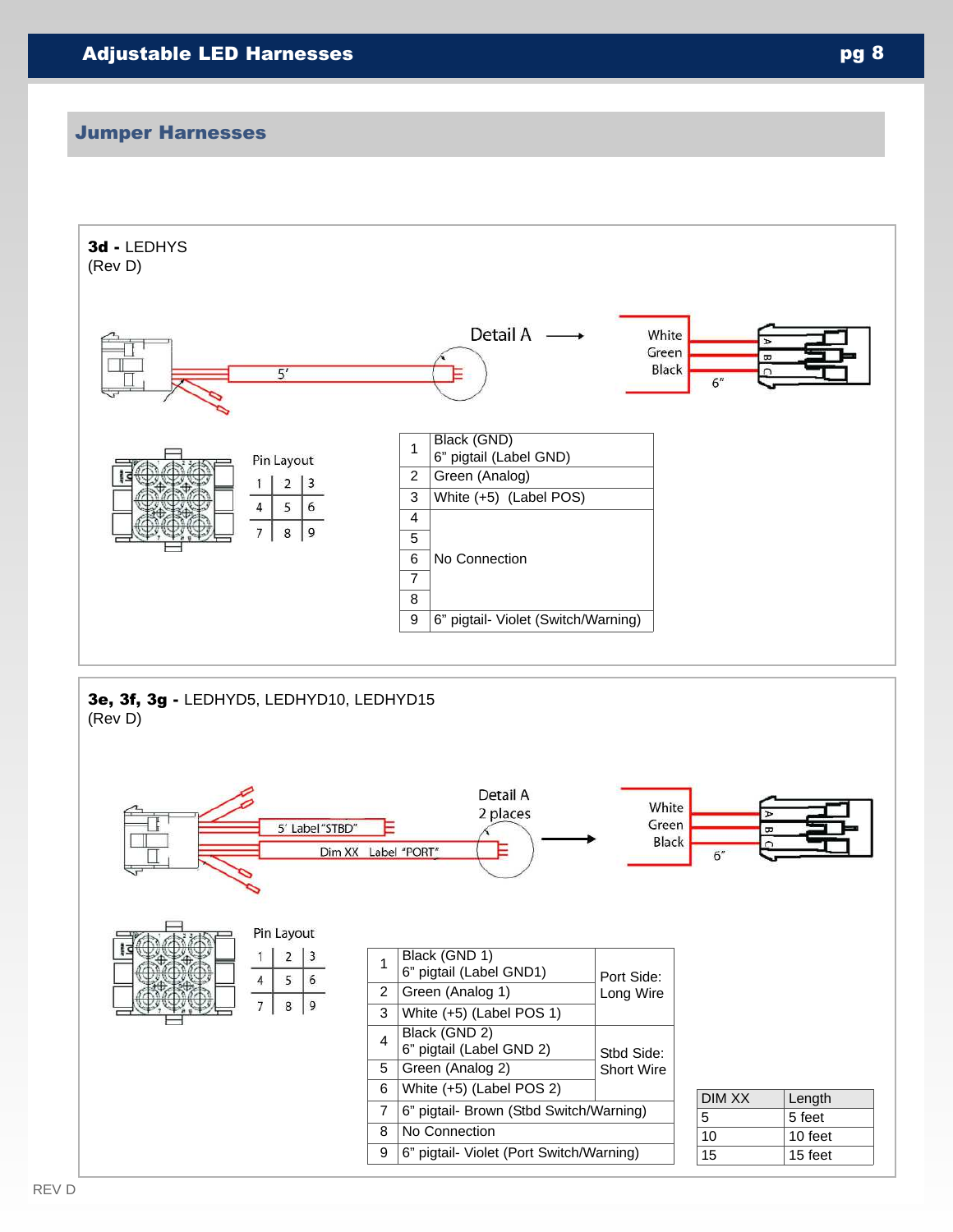## Jumper Harnesses

**3d -** LEDHYS
(Rev D)

Detail A

White
Green
Black
6"
5'

Pin Layout

| 1 | 2 | 3 |
|---|---|---|
| 4 | 5 | 6 |
| 7 | 8 | 9 |

| Pin | Description |
|---|---|
| 1 | Black (GND) 6" pigtail (Label GND) |
| 2 | Green (Analog) |
| 3 | White (+5) (Label POS) |
| 4 | No Connection |
| 5 | No Connection |
| 6 | No Connection |
| 7 | No Connection |
| 8 | No Connection |
| 9 | 6" pigtail- Violet (Switch/Warning) |

**3e, 3f, 3g -** LEDHYD5, LEDHYD10, LEDHYD15
(Rev D)

Detail A
2 places

5' Label "STBD"
Dim XX Label "PORT"

White
Green
Black
6"

Pin Layout

| 1 | 2 | 3 |
|---|---|---|
| 4 | 5 | 6 |
| 7 | 8 | 9 |

| Pin | Description | Side |
|---|---|---|
| 1 | Black (GND 1) 6" pigtail (Label GND1) | Port Side: Long Wire |
| 2 | Green (Analog 1) | Port Side: Long Wire |
| 3 | White (+5) (Label POS 1) | Port Side: Long Wire |
| 4 | Black (GND 2) 6" pigtail (Label GND 2) | Stbd Side: Short Wire |
| 5 | Green (Analog 2) | Stbd Side: Short Wire |
| 6 | White (+5) (Label POS 2) | Stbd Side: Short Wire |
| 7 | 6" pigtail- Brown (Stbd Switch/Warning) | |
| 8 | No Connection | |
| 9 | 6" pigtail- Violet (Port Switch/Warning) | |

| DIM XX | Length |
|---|---|
| 5 | 5 feet |
| 10 | 10 feet |
| 15 | 15 feet |

REV D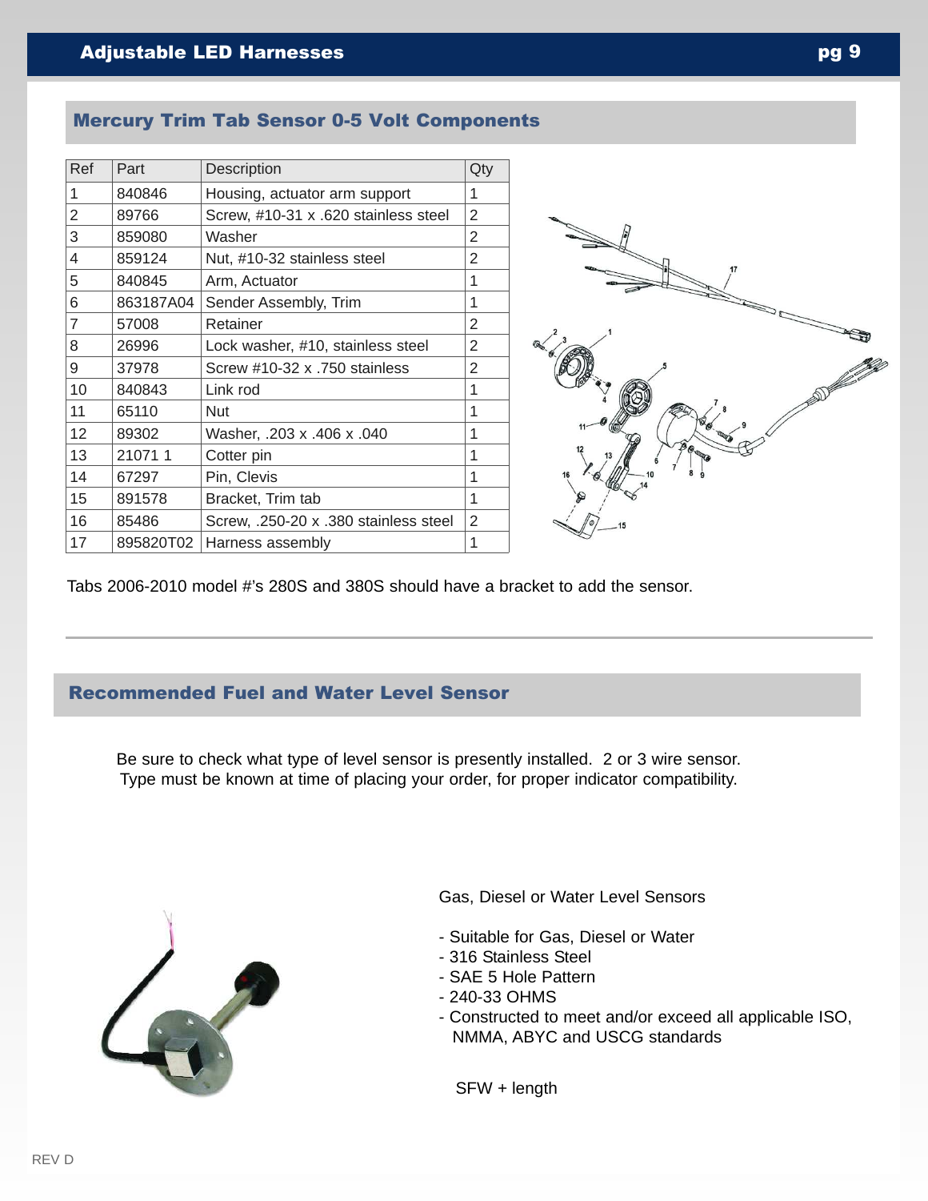## Mercury Trim Tab Sensor 0-5 Volt Components

| Ref | Part | Description | Qty |
|---|---|---|---|
| 1 | 840846 | Housing, actuator arm support | 1 |
| 2 | 89766 | Screw, #10-31 x .620 stainless steel | 2 |
| 3 | 859080 | Washer | 2 |
| 4 | 859124 | Nut, #10-32 stainless steel | 2 |
| 5 | 840845 | Arm, Actuator | 1 |
| 6 | 863187A04 | Sender Assembly, Trim | 1 |
| 7 | 57008 | Retainer | 2 |
| 8 | 26996 | Lock washer, #10, stainless steel | 2 |
| 9 | 37978 | Screw #10-32 x .750 stainless | 2 |
| 10 | 840843 | Link rod | 1 |
| 11 | 65110 | Nut | 1 |
| 12 | 89302 | Washer, .203 x .406 x .040 | 1 |
| 13 | 21071 1 | Cotter pin | 1 |
| 14 | 67297 | Pin, Clevis | 1 |
| 15 | 891578 | Bracket, Trim tab | 1 |
| 16 | 85486 | Screw, .250-20 x .380 stainless steel | 2 |
| 17 | 895820T02 | Harness assembly | 1 |

Tabs 2006-2010 model #'s 280S and 380S should have a bracket to add the sensor.

## Recommended Fuel and Water Level Sensor

Be sure to check what type of level sensor is presently installed. 2 or 3 wire sensor. Type must be known at time of placing your order, for proper indicator compatibility.

Gas, Diesel or Water Level Sensors

- Suitable for Gas, Diesel or Water
- 316 Stainless Steel
- SAE 5 Hole Pattern
- 240-33 OHMS
- Constructed to meet and/or exceed all applicable ISO, NMMA, ABYC and USCG standards

SFW + length

REV D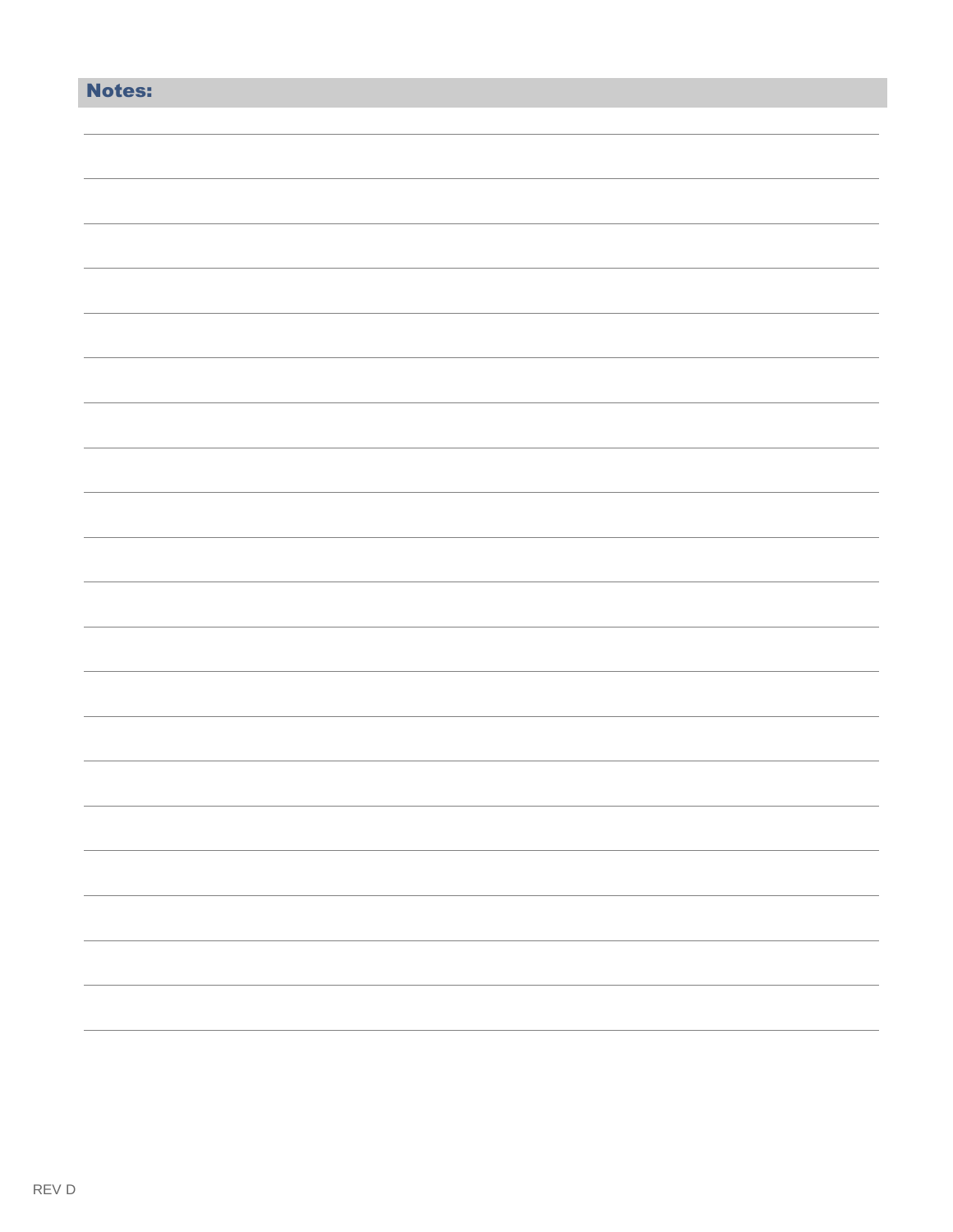## Notes: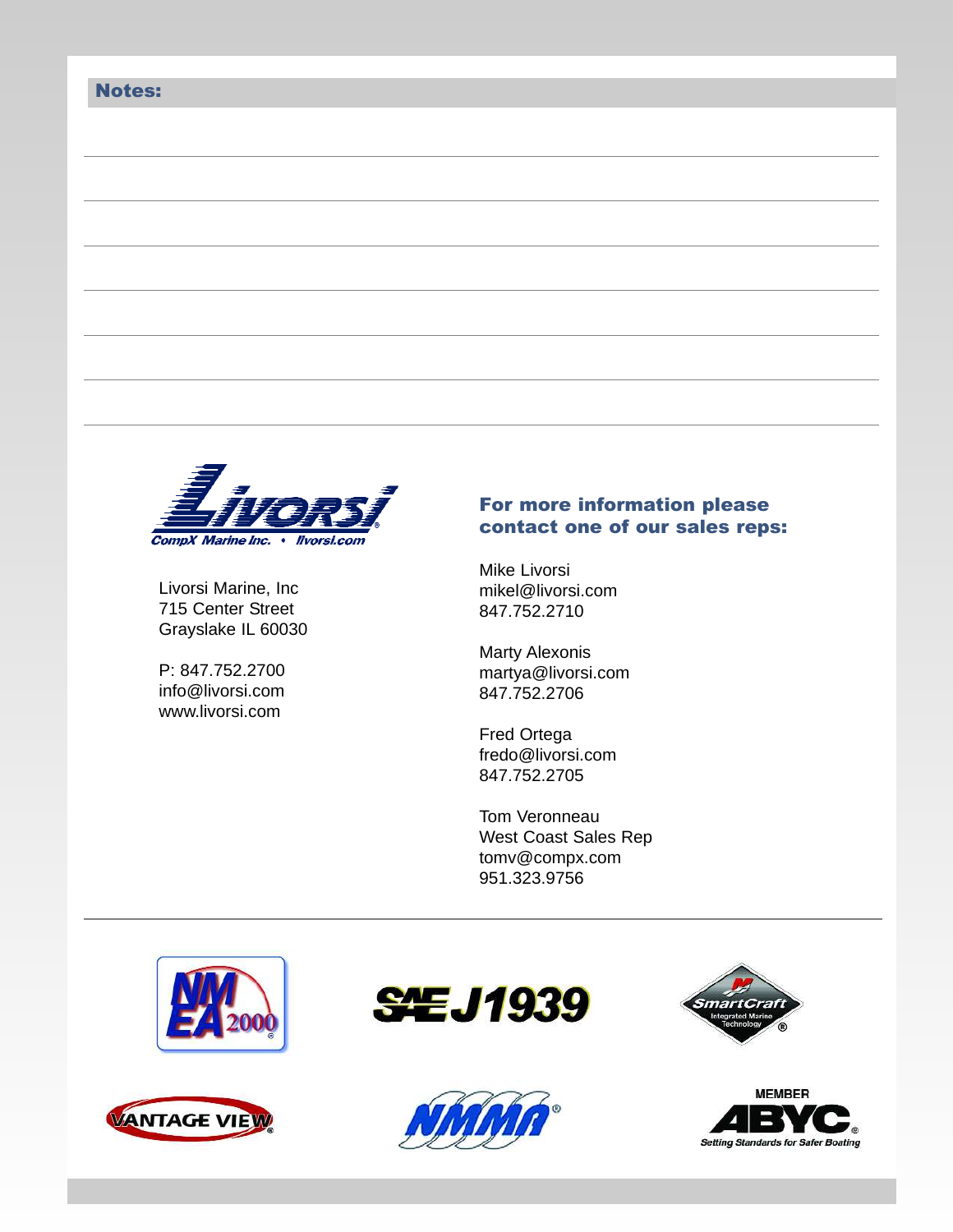## Notes:

Livorsi Marine, Inc
715 Center Street
Grayslake IL 60030

P: 847.752.2700
info@livorsi.com
www.livorsi.com

### For more information please contact one of our sales reps:

Mike Livorsi
mikel@livorsi.com
847.752.2710

Marty Alexonis
martya@livorsi.com
847.752.2706

Fred Ortega
fredo@livorsi.com
847.752.2705

Tom Veronneau
West Coast Sales Rep
tomv@compx.com
951.323.9756